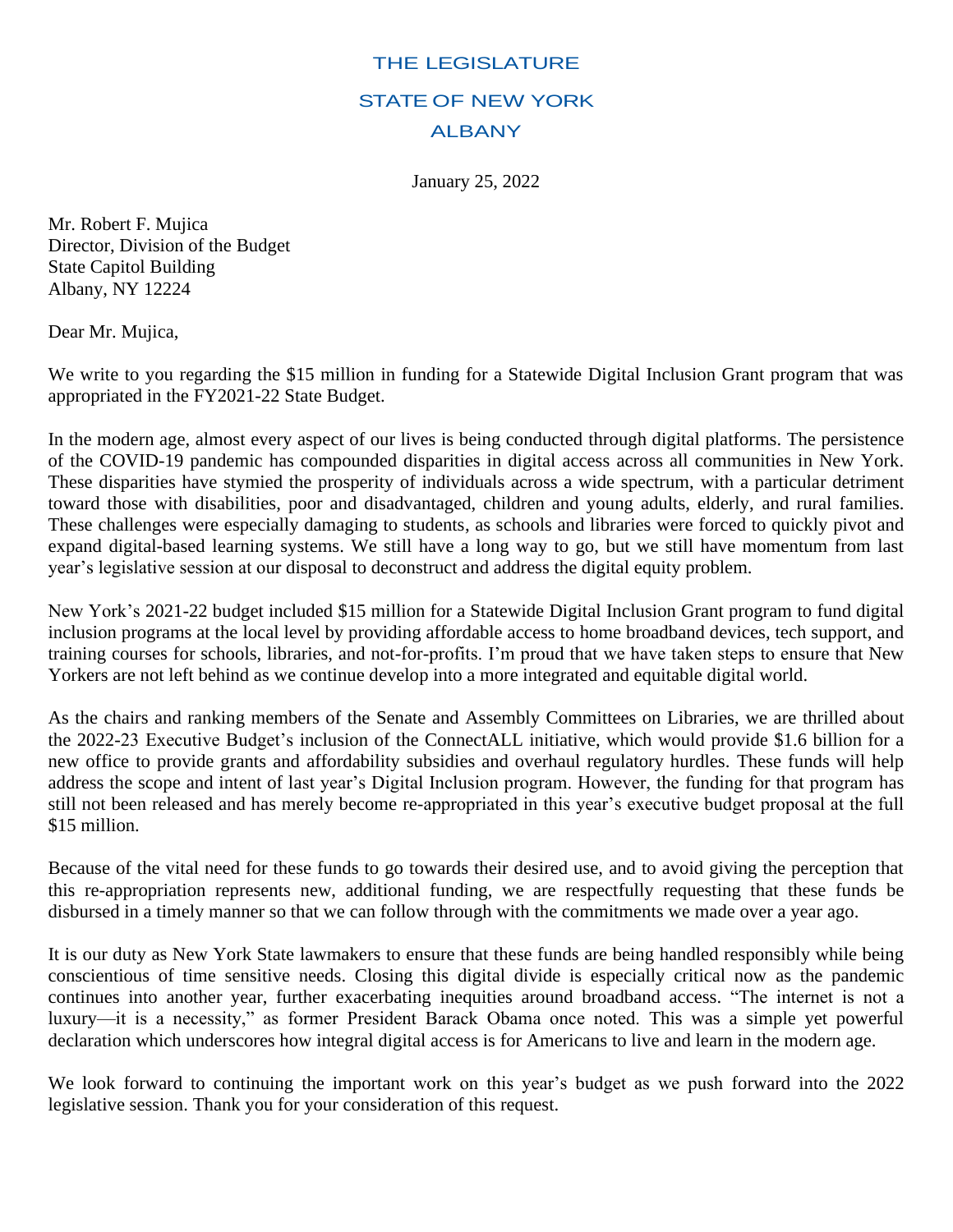THE LEGISLATURE

STATE OF NEW YORK

ALBANY

January 25, 2022

Mr. Robert F. Mujica
Director, Division of the Budget
State Capitol Building
Albany, NY 12224

Dear Mr. Mujica,

We write to you regarding the $15 million in funding for a Statewide Digital Inclusion Grant program that was appropriated in the FY2021-22 State Budget.

In the modern age, almost every aspect of our lives is being conducted through digital platforms. The persistence of the COVID-19 pandemic has compounded disparities in digital access across all communities in New York. These disparities have stymied the prosperity of individuals across a wide spectrum, with a particular detriment toward those with disabilities, poor and disadvantaged, children and young adults, elderly, and rural families. These challenges were especially damaging to students, as schools and libraries were forced to quickly pivot and expand digital-based learning systems. We still have a long way to go, but we still have momentum from last year's legislative session at our disposal to deconstruct and address the digital equity problem.

New York's 2021-22 budget included $15 million for a Statewide Digital Inclusion Grant program to fund digital inclusion programs at the local level by providing affordable access to home broadband devices, tech support, and training courses for schools, libraries, and not-for-profits. I'm proud that we have taken steps to ensure that New Yorkers are not left behind as we continue develop into a more integrated and equitable digital world.

As the chairs and ranking members of the Senate and Assembly Committees on Libraries, we are thrilled about the 2022-23 Executive Budget's inclusion of the ConnectALL initiative, which would provide $1.6 billion for a new office to provide grants and affordability subsidies and overhaul regulatory hurdles. These funds will help address the scope and intent of last year's Digital Inclusion program. However, the funding for that program has still not been released and has merely become re-appropriated in this year's executive budget proposal at the full $15 million.

Because of the vital need for these funds to go towards their desired use, and to avoid giving the perception that this re-appropriation represents new, additional funding, we are respectfully requesting that these funds be disbursed in a timely manner so that we can follow through with the commitments we made over a year ago.

It is our duty as New York State lawmakers to ensure that these funds are being handled responsibly while being conscientious of time sensitive needs. Closing this digital divide is especially critical now as the pandemic continues into another year, further exacerbating inequities around broadband access. "The internet is not a luxury—it is a necessity," as former President Barack Obama once noted. This was a simple yet powerful declaration which underscores how integral digital access is for Americans to live and learn in the modern age.

We look forward to continuing the important work on this year's budget as we push forward into the 2022 legislative session. Thank you for your consideration of this request.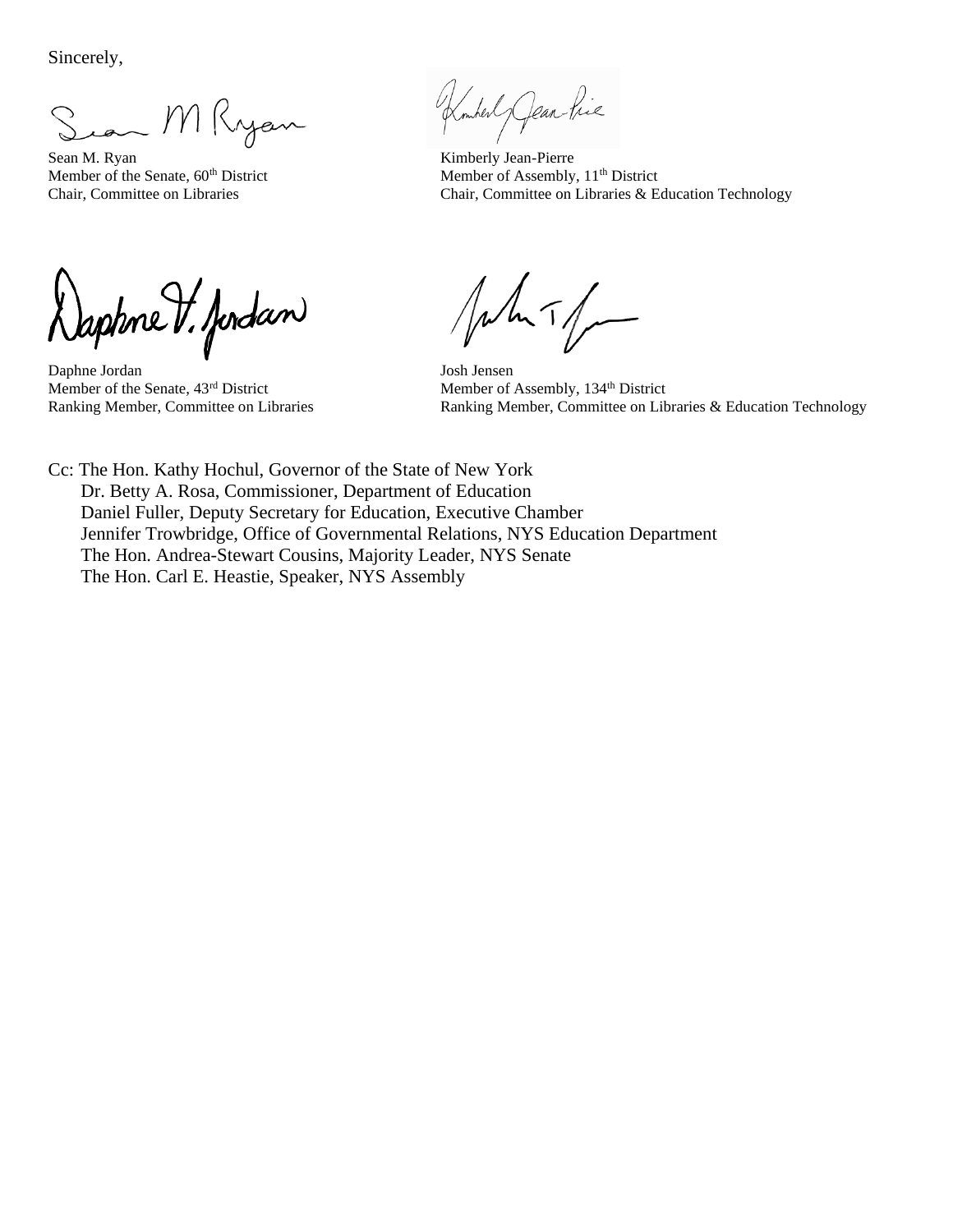Sincerely,

Sean M. Ryan
Member of the Senate, 60th District
Chair, Committee on Libraries

Kimberly Jean-Pierre
Member of Assembly, 11th District
Chair, Committee on Libraries & Education Technology

Daphne Jordan
Member of the Senate, 43rd District
Ranking Member, Committee on Libraries

Josh Jensen
Member of Assembly, 134th District
Ranking Member, Committee on Libraries & Education Technology

Cc: The Hon. Kathy Hochul, Governor of the State of New York
Dr. Betty A. Rosa, Commissioner, Department of Education
Daniel Fuller, Deputy Secretary for Education, Executive Chamber
Jennifer Trowbridge, Office of Governmental Relations, NYS Education Department
The Hon. Andrea-Stewart Cousins, Majority Leader, NYS Senate
The Hon. Carl E. Heastie, Speaker, NYS Assembly